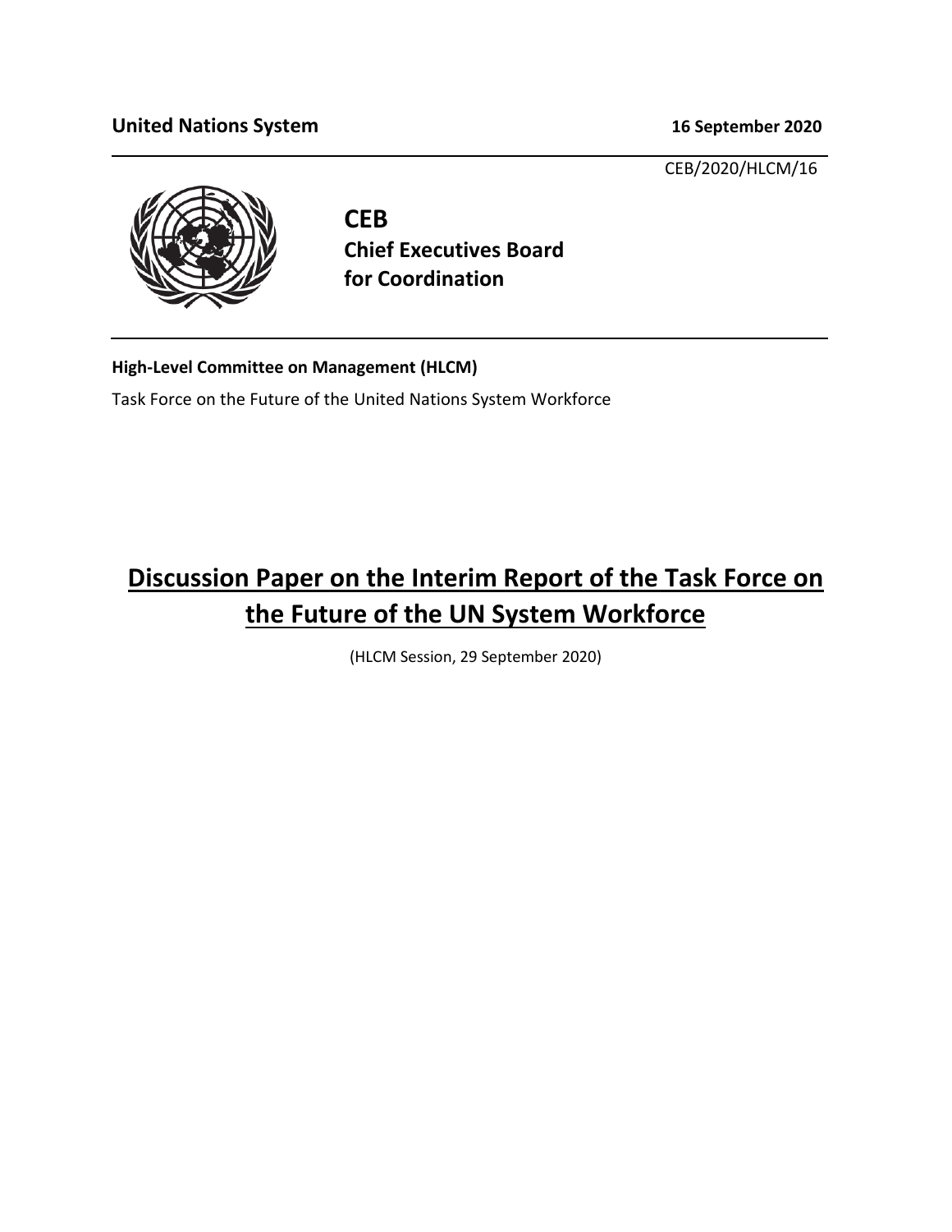**United Nations System** **16 September 2020**

CEB/2020/HLCM/16

**CEB**
**Chief Executives Board for Coordination**

**High-Level Committee on Management (HLCM)**

Task Force on the Future of the United Nations System Workforce

# Discussion Paper on the Interim Report of the Task Force on the Future of the UN System Workforce

(HLCM Session, 29 September 2020)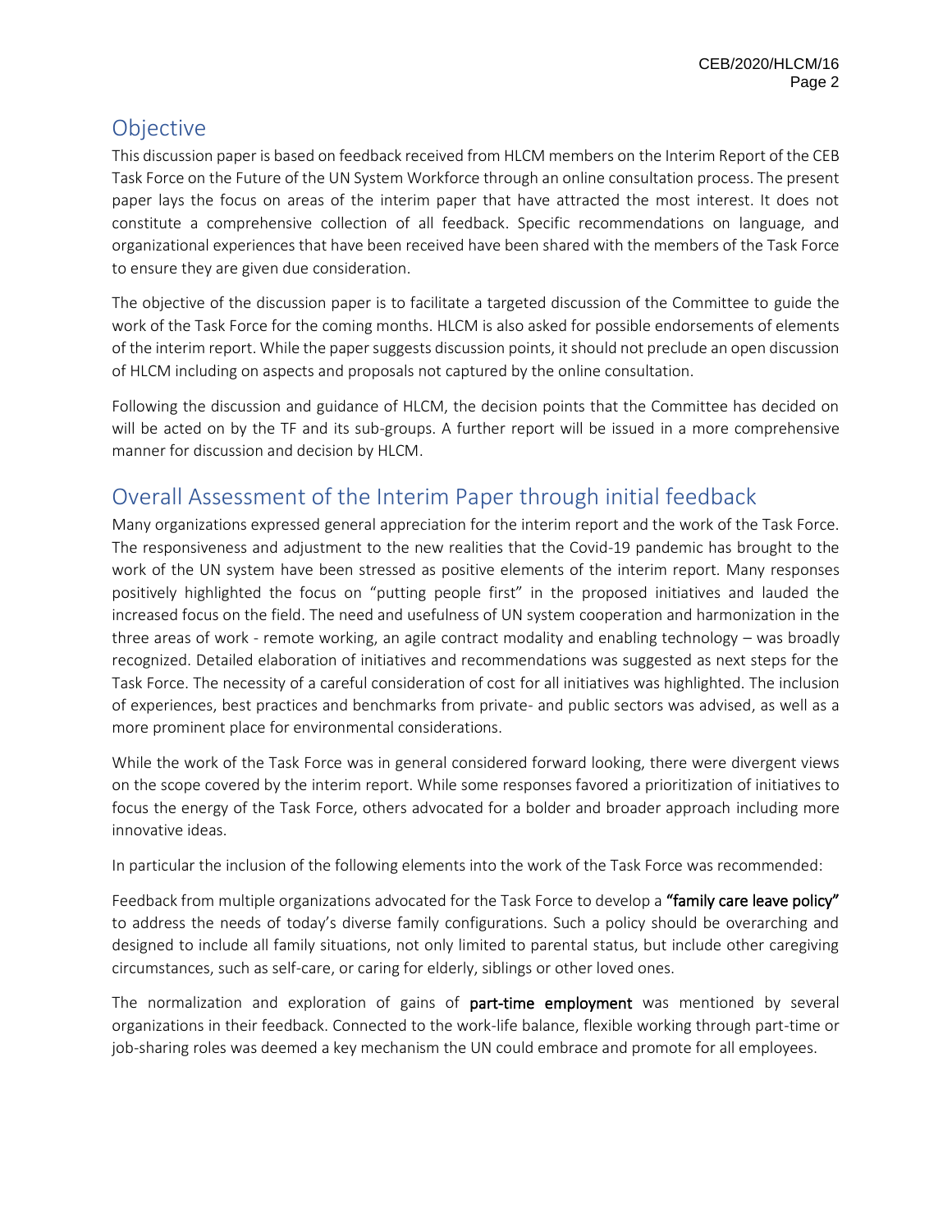## Objective

This discussion paper is based on feedback received from HLCM members on the Interim Report of the CEB Task Force on the Future of the UN System Workforce through an online consultation process. The present paper lays the focus on areas of the interim paper that have attracted the most interest. It does not constitute a comprehensive collection of all feedback. Specific recommendations on language, and organizational experiences that have been received have been shared with the members of the Task Force to ensure they are given due consideration.

The objective of the discussion paper is to facilitate a targeted discussion of the Committee to guide the work of the Task Force for the coming months. HLCM is also asked for possible endorsements of elements of the interim report. While the paper suggests discussion points, it should not preclude an open discussion of HLCM including on aspects and proposals not captured by the online consultation.

Following the discussion and guidance of HLCM, the decision points that the Committee has decided on will be acted on by the TF and its sub-groups. A further report will be issued in a more comprehensive manner for discussion and decision by HLCM.

## Overall Assessment of the Interim Paper through initial feedback

Many organizations expressed general appreciation for the interim report and the work of the Task Force. The responsiveness and adjustment to the new realities that the Covid-19 pandemic has brought to the work of the UN system have been stressed as positive elements of the interim report. Many responses positively highlighted the focus on "putting people first" in the proposed initiatives and lauded the increased focus on the field. The need and usefulness of UN system cooperation and harmonization in the three areas of work - remote working, an agile contract modality and enabling technology – was broadly recognized. Detailed elaboration of initiatives and recommendations was suggested as next steps for the Task Force. The necessity of a careful consideration of cost for all initiatives was highlighted. The inclusion of experiences, best practices and benchmarks from private- and public sectors was advised, as well as a more prominent place for environmental considerations.

While the work of the Task Force was in general considered forward looking, there were divergent views on the scope covered by the interim report. While some responses favored a prioritization of initiatives to focus the energy of the Task Force, others advocated for a bolder and broader approach including more innovative ideas.

In particular the inclusion of the following elements into the work of the Task Force was recommended:

Feedback from multiple organizations advocated for the Task Force to develop a **"family care leave policy"** to address the needs of today's diverse family configurations. Such a policy should be overarching and designed to include all family situations, not only limited to parental status, but include other caregiving circumstances, such as self-care, or caring for elderly, siblings or other loved ones.

The normalization and exploration of gains of **part-time employment** was mentioned by several organizations in their feedback. Connected to the work-life balance, flexible working through part-time or job-sharing roles was deemed a key mechanism the UN could embrace and promote for all employees.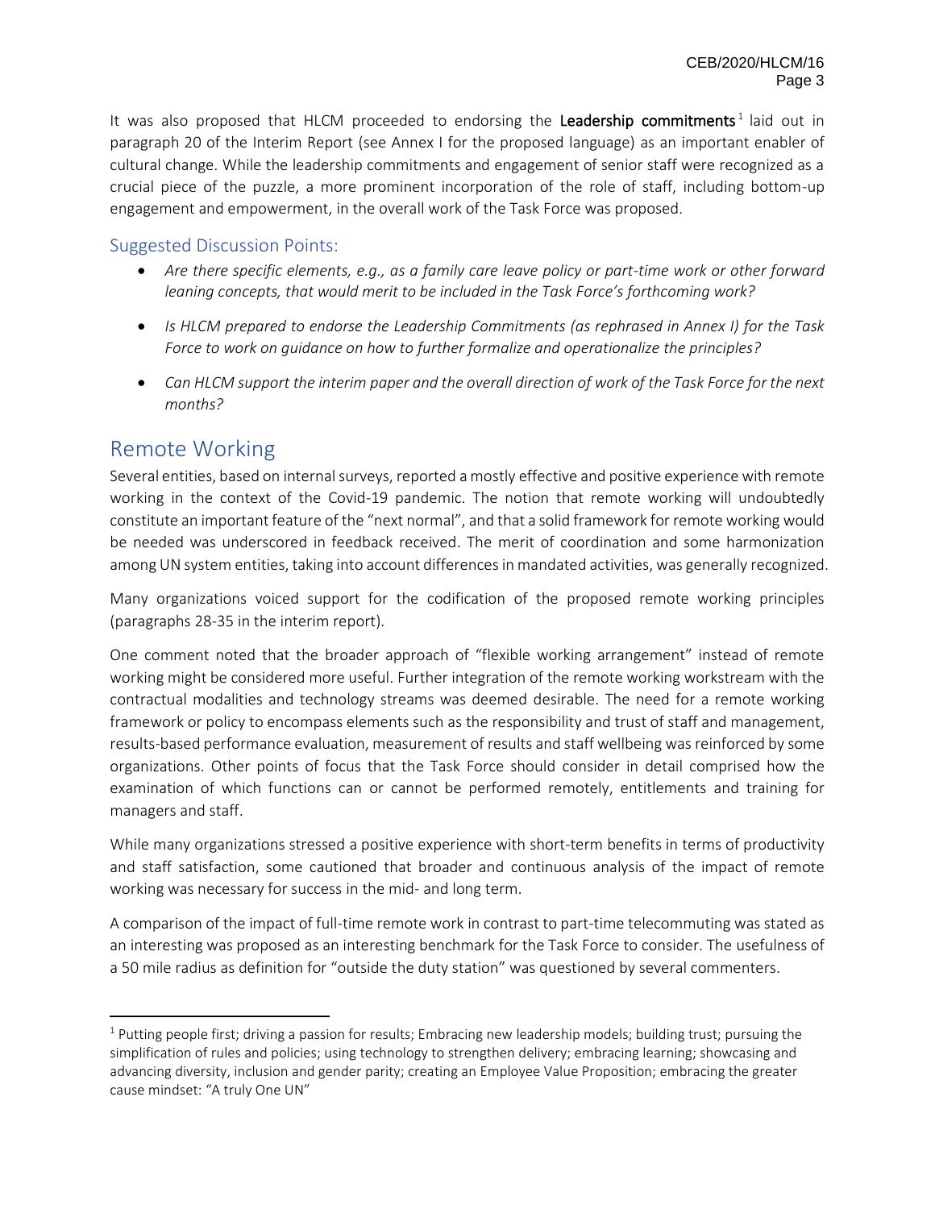It was also proposed that HLCM proceeded to endorsing the **Leadership commitments**[1] laid out in paragraph 20 of the Interim Report (see Annex I for the proposed language) as an important enabler of cultural change. While the leadership commitments and engagement of senior staff were recognized as a crucial piece of the puzzle, a more prominent incorporation of the role of staff, including bottom-up engagement and empowerment, in the overall work of the Task Force was proposed.

### Suggested Discussion Points:

- *Are there specific elements, e.g., as a family care leave policy or part-time work or other forward leaning concepts, that would merit to be included in the Task Force's forthcoming work?*
- *Is HLCM prepared to endorse the Leadership Commitments (as rephrased in Annex I) for the Task Force to work on guidance on how to further formalize and operationalize the principles?*
- *Can HLCM support the interim paper and the overall direction of work of the Task Force for the next months?*

## Remote Working

Several entities, based on internal surveys, reported a mostly effective and positive experience with remote working in the context of the Covid-19 pandemic. The notion that remote working will undoubtedly constitute an important feature of the "next normal", and that a solid framework for remote working would be needed was underscored in feedback received. The merit of coordination and some harmonization among UN system entities, taking into account differences in mandated activities, was generally recognized.

Many organizations voiced support for the codification of the proposed remote working principles (paragraphs 28-35 in the interim report).

One comment noted that the broader approach of "flexible working arrangement" instead of remote working might be considered more useful. Further integration of the remote working workstream with the contractual modalities and technology streams was deemed desirable. The need for a remote working framework or policy to encompass elements such as the responsibility and trust of staff and management, results-based performance evaluation, measurement of results and staff wellbeing was reinforced by some organizations. Other points of focus that the Task Force should consider in detail comprised how the examination of which functions can or cannot be performed remotely, entitlements and training for managers and staff.

While many organizations stressed a positive experience with short-term benefits in terms of productivity and staff satisfaction, some cautioned that broader and continuous analysis of the impact of remote working was necessary for success in the mid- and long term.

A comparison of the impact of full-time remote work in contrast to part-time telecommuting was stated as an interesting was proposed as an interesting benchmark for the Task Force to consider. The usefulness of a 50 mile radius as definition for "outside the duty station" was questioned by several commenters.

---

[1] Putting people first; driving a passion for results; Embracing new leadership models; building trust; pursuing the simplification of rules and policies; using technology to strengthen delivery; embracing learning; showcasing and advancing diversity, inclusion and gender parity; creating an Employee Value Proposition; embracing the greater cause mindset: "A truly One UN"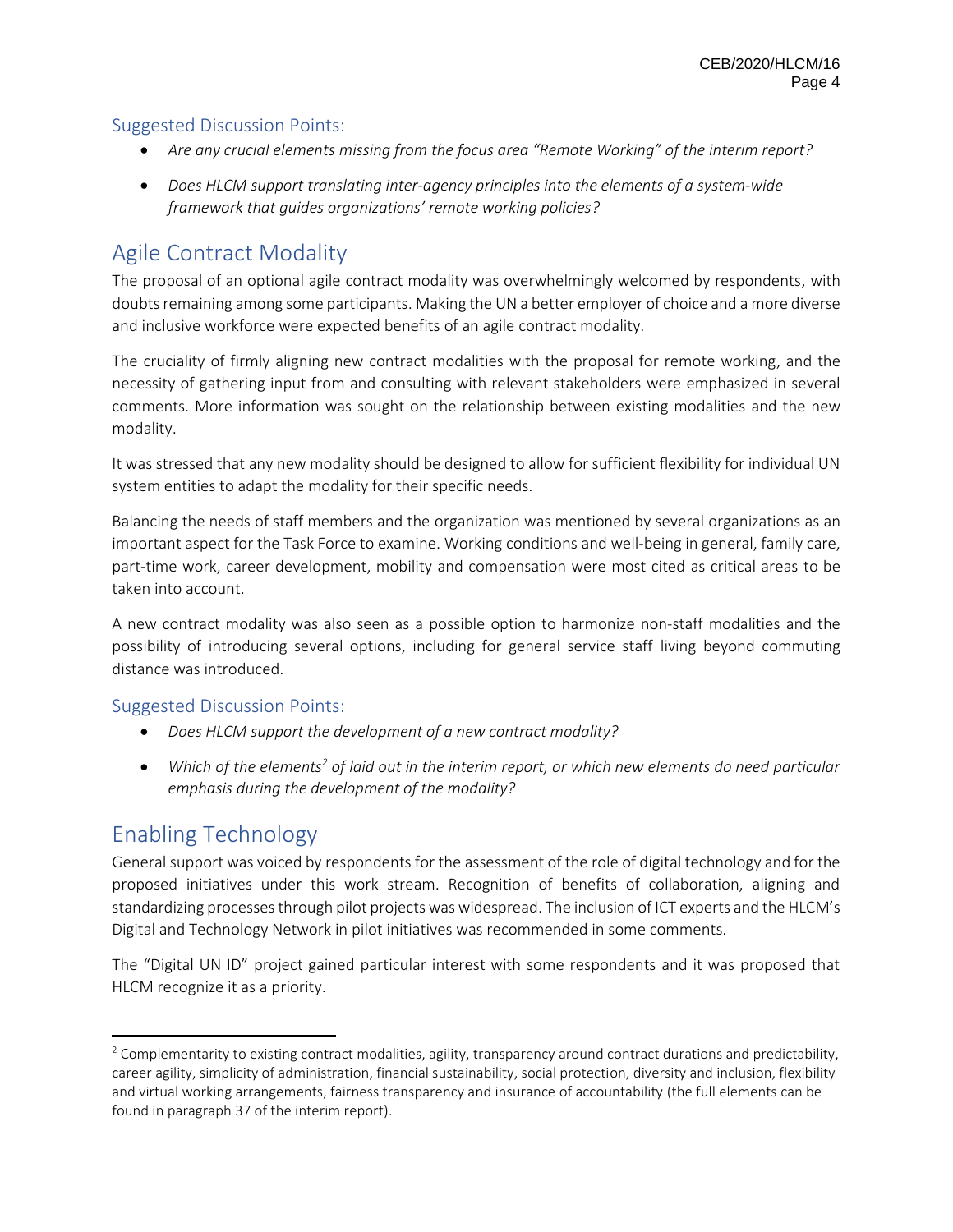### Suggested Discussion Points:

- *Are any crucial elements missing from the focus area "Remote Working" of the interim report?*
- *Does HLCM support translating inter-agency principles into the elements of a system-wide framework that guides organizations' remote working policies?*

## Agile Contract Modality

The proposal of an optional agile contract modality was overwhelmingly welcomed by respondents, with doubts remaining among some participants. Making the UN a better employer of choice and a more diverse and inclusive workforce were expected benefits of an agile contract modality.

The cruciality of firmly aligning new contract modalities with the proposal for remote working, and the necessity of gathering input from and consulting with relevant stakeholders were emphasized in several comments. More information was sought on the relationship between existing modalities and the new modality.

It was stressed that any new modality should be designed to allow for sufficient flexibility for individual UN system entities to adapt the modality for their specific needs.

Balancing the needs of staff members and the organization was mentioned by several organizations as an important aspect for the Task Force to examine. Working conditions and well-being in general, family care, part-time work, career development, mobility and compensation were most cited as critical areas to be taken into account.

A new contract modality was also seen as a possible option to harmonize non-staff modalities and the possibility of introducing several options, including for general service staff living beyond commuting distance was introduced.

### Suggested Discussion Points:

- *Does HLCM support the development of a new contract modality?*
- *Which of the elements[2] of laid out in the interim report, or which new elements do need particular emphasis during the development of the modality?*

## Enabling Technology

General support was voiced by respondents for the assessment of the role of digital technology and for the proposed initiatives under this work stream. Recognition of benefits of collaboration, aligning and standardizing processes through pilot projects was widespread. The inclusion of ICT experts and the HLCM's Digital and Technology Network in pilot initiatives was recommended in some comments.

The "Digital UN ID" project gained particular interest with some respondents and it was proposed that HLCM recognize it as a priority.

---

[2] Complementarity to existing contract modalities, agility, transparency around contract durations and predictability, career agility, simplicity of administration, financial sustainability, social protection, diversity and inclusion, flexibility and virtual working arrangements, fairness transparency and insurance of accountability (the full elements can be found in paragraph 37 of the interim report).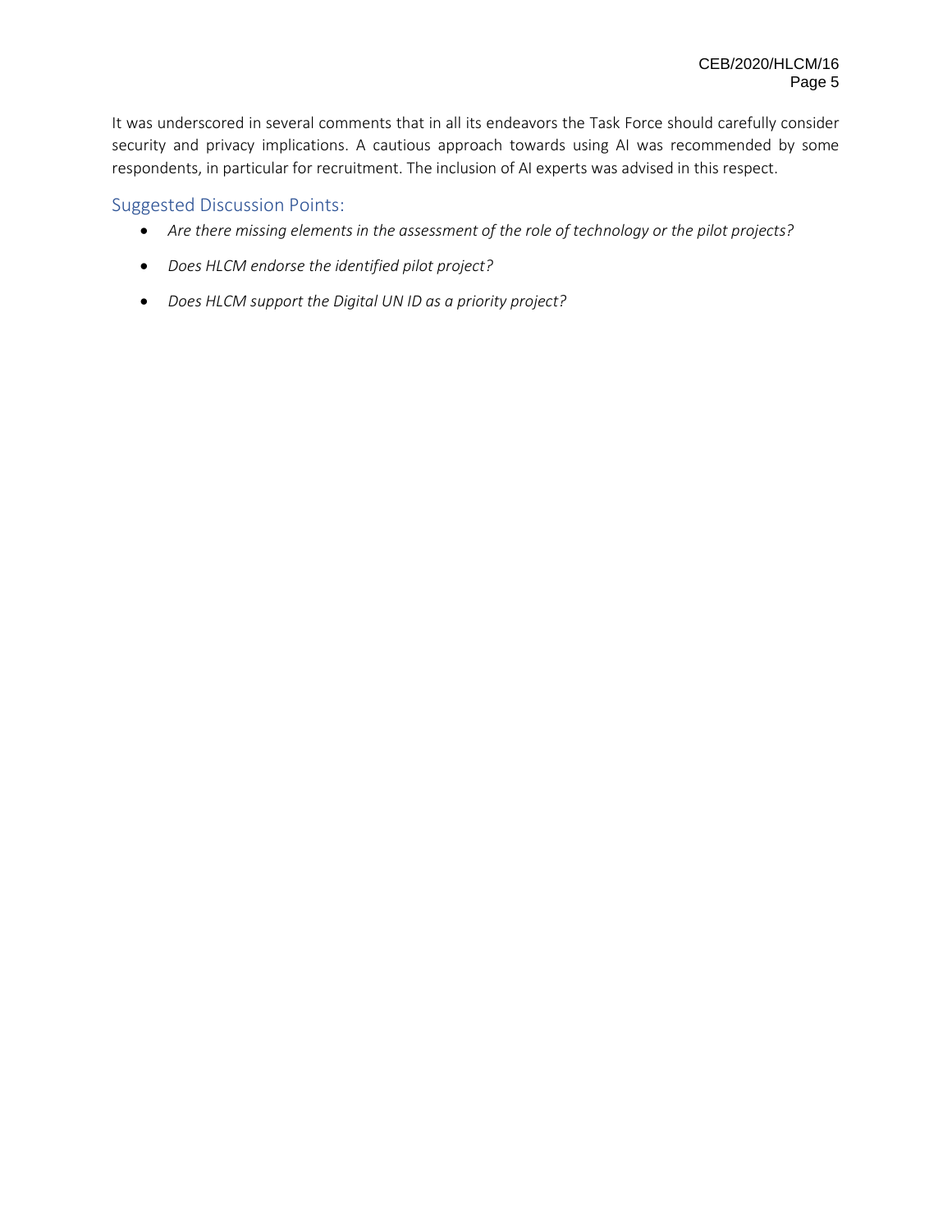It was underscored in several comments that in all its endeavors the Task Force should carefully consider security and privacy implications. A cautious approach towards using AI was recommended by some respondents, in particular for recruitment. The inclusion of AI experts was advised in this respect.

## Suggested Discussion Points:

- *Are there missing elements in the assessment of the role of technology or the pilot projects?*
- *Does HLCM endorse the identified pilot project?*
- *Does HLCM support the Digital UN ID as a priority project?*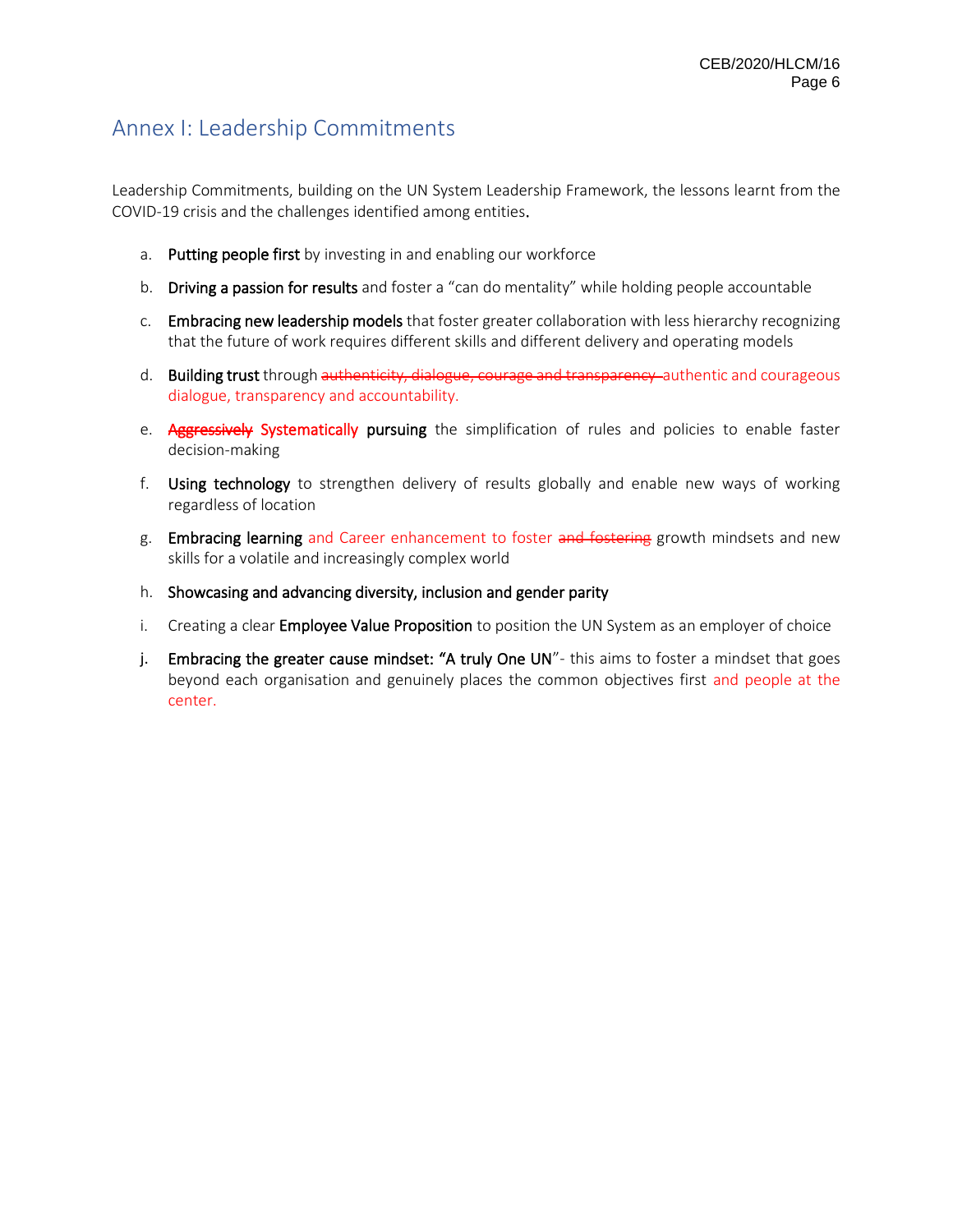## Annex I: Leadership Commitments

Leadership Commitments, building on the UN System Leadership Framework, the lessons learnt from the COVID-19 crisis and the challenges identified among entities.

a. **Putting people first** by investing in and enabling our workforce

b. **Driving a passion for results** and foster a "can do mentality" while holding people accountable

c. **Embracing new leadership models** that foster greater collaboration with less hierarchy recognizing that the future of work requires different skills and different delivery and operating models

d. **Building trust** through ~~authenticity, dialogue, courage and transparency~~ authentic and courageous dialogue, transparency and accountability.

e. ~~Aggressively~~ Systematically **pursuing** the simplification of rules and policies to enable faster decision-making

f. **Using technology** to strengthen delivery of results globally and enable new ways of working regardless of location

g. **Embracing learning** and Career enhancement to foster ~~and fostering~~ growth mindsets and new skills for a volatile and increasingly complex world

h. **Showcasing and advancing diversity, inclusion and gender parity**

i. Creating a clear **Employee Value Proposition** to position the UN System as an employer of choice

j. **Embracing the greater cause mindset: "A truly One UN**"- this aims to foster a mindset that goes beyond each organisation and genuinely places the common objectives first and people at the center.